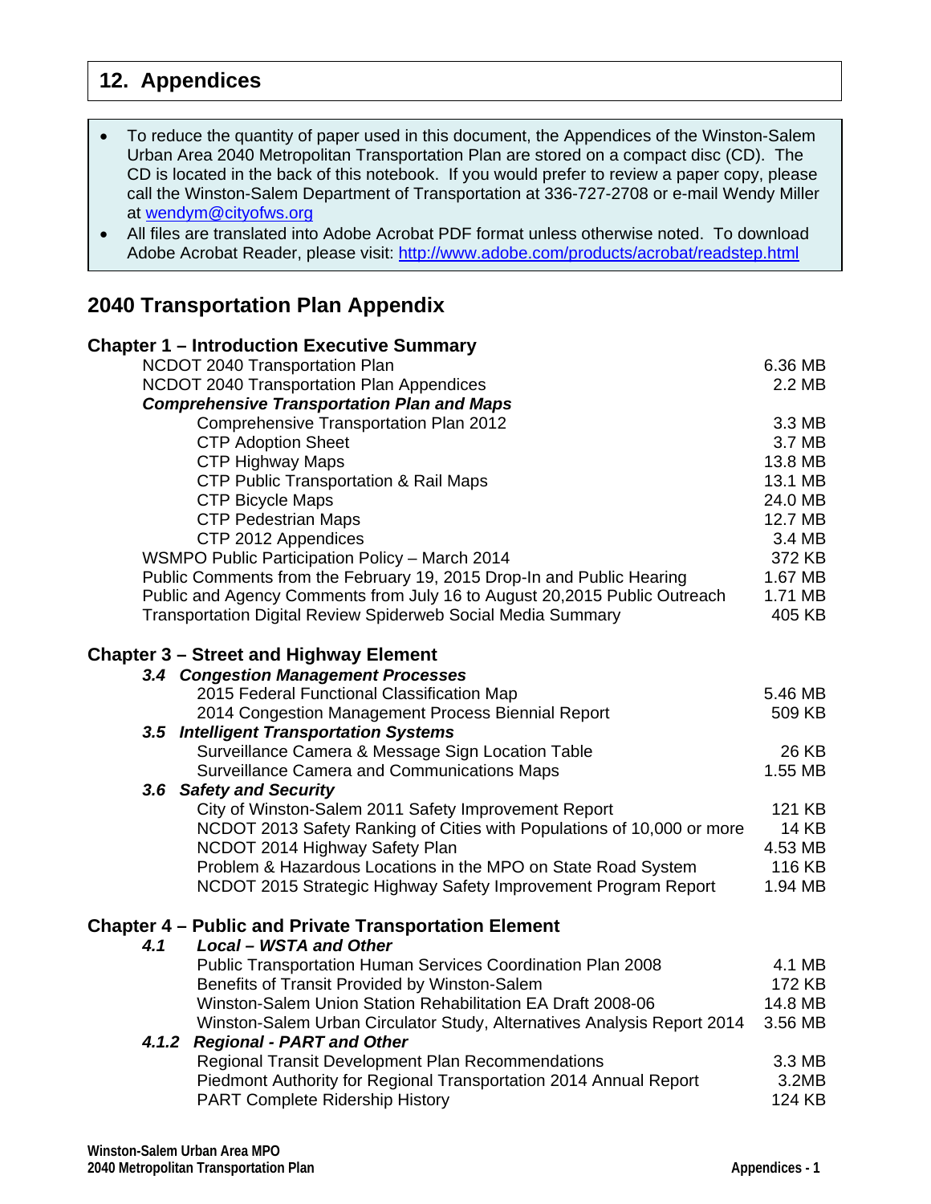# 12. Appendices

- To reduce the quantity of paper used in this document, the Appendices of the Winston-Salem Urban Area 2040 Metropolitan Transportation Plan are stored on a compact disc (CD). The CD is located in the back of this notebook. If you would prefer to review a paper copy, please call the Winston-Salem Department of Transportation at 336-727-2708 or e-mail Wendy Miller at [wendym@cityofws.org](mailto:wendym@cityofws.org)
- All files are translated into Adobe Acrobat PDF format unless otherwise noted. To download Adobe Acrobat Reader, please visit: [http://www.adobe.com/products/acrobat/readstep.html](http://www.adobe.com/products/acrobat/readstep.html)

## 2040 Transportation Plan Appendix

### Chapter 1 – Introduction Executive Summary

| Document | Size |
|---|---|
| NCDOT 2040 Transportation Plan | 6.36 MB |
| NCDOT 2040 Transportation Plan Appendices | 2.2 MB |
| ***Comprehensive Transportation Plan and Maps*** | |
| Comprehensive Transportation Plan 2012 | 3.3 MB |
| CTP Adoption Sheet | 3.7 MB |
| CTP Highway Maps | 13.8 MB |
| CTP Public Transportation & Rail Maps | 13.1 MB |
| CTP Bicycle Maps | 24.0 MB |
| CTP Pedestrian Maps | 12.7 MB |
| CTP 2012 Appendices | 3.4 MB |
| WSMPO Public Participation Policy – March 2014 | 372 KB |
| Public Comments from the February 19, 2015 Drop-In and Public Hearing | 1.67 MB |
| Public and Agency Comments from July 16 to August 20,2015 Public Outreach | 1.71 MB |
| Transportation Digital Review Spiderweb Social Media Summary | 405 KB |

### Chapter 3 – Street and Highway Element

| Document | Size |
|---|---|
| ***3.4 Congestion Management Processes*** | |
| 2015 Federal Functional Classification Map | 5.46 MB |
| 2014 Congestion Management Process Biennial Report | 509 KB |
| ***3.5 Intelligent Transportation Systems*** | |
| Surveillance Camera & Message Sign Location Table | 26 KB |
| Surveillance Camera and Communications Maps | 1.55 MB |
| ***3.6 Safety and Security*** | |
| City of Winston-Salem 2011 Safety Improvement Report | 121 KB |
| NCDOT 2013 Safety Ranking of Cities with Populations of 10,000 or more | 14 KB |
| NCDOT 2014 Highway Safety Plan | 4.53 MB |
| Problem & Hazardous Locations in the MPO on State Road System | 116 KB |
| NCDOT 2015 Strategic Highway Safety Improvement Program Report | 1.94 MB |

### Chapter 4 – Public and Private Transportation Element

| Document | Size |
|---|---|
| ***4.1 Local – WSTA and Other*** | |
| Public Transportation Human Services Coordination Plan 2008 | 4.1 MB |
| Benefits of Transit Provided by Winston-Salem | 172 KB |
| Winston-Salem Union Station Rehabilitation EA Draft 2008-06 | 14.8 MB |
| Winston-Salem Urban Circulator Study, Alternatives Analysis Report 2014 | 3.56 MB |
| ***4.1.2 Regional - PART and Other*** | |
| Regional Transit Development Plan Recommendations | 3.3 MB |
| Piedmont Authority for Regional Transportation 2014 Annual Report | 3.2MB |
| PART Complete Ridership History | 124 KB |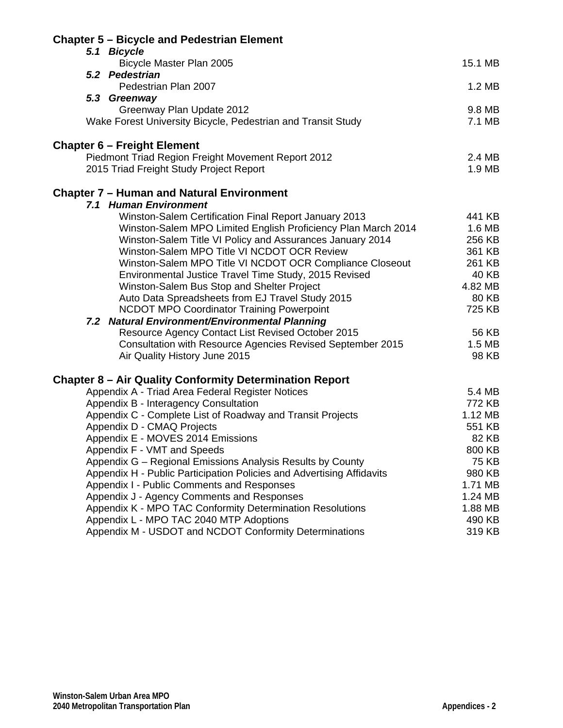## Chapter 5 – Bicycle and Pedestrian Element

| | |
|---|---|
| ***5.1 Bicycle*** | |
| Bicycle Master Plan 2005 | 15.1 MB |
| ***5.2 Pedestrian*** | |
| Pedestrian Plan 2007 | 1.2 MB |
| ***5.3 Greenway*** | |
| Greenway Plan Update 2012 | 9.8 MB |
| Wake Forest University Bicycle, Pedestrian and Transit Study | 7.1 MB |

## Chapter 6 – Freight Element

| | |
|---|---|
| Piedmont Triad Region Freight Movement Report 2012 | 2.4 MB |
| 2015 Triad Freight Study Project Report | 1.9 MB |

## Chapter 7 – Human and Natural Environment

| | |
|---|---|
| ***7.1 Human Environment*** | |
| Winston-Salem Certification Final Report January 2013 | 441 KB |
| Winston-Salem MPO Limited English Proficiency Plan March 2014 | 1.6 MB |
| Winston-Salem Title VI Policy and Assurances January 2014 | 256 KB |
| Winston-Salem MPO Title VI NCDOT OCR Review | 361 KB |
| Winston-Salem MPO Title VI NCDOT OCR Compliance Closeout | 261 KB |
| Environmental Justice Travel Time Study, 2015 Revised | 40 KB |
| Winston-Salem Bus Stop and Shelter Project | 4.82 MB |
| Auto Data Spreadsheets from EJ Travel Study 2015 | 80 KB |
| NCDOT MPO Coordinator Training Powerpoint | 725 KB |
| ***7.2 Natural Environment/Environmental Planning*** | |
| Resource Agency Contact List Revised October 2015 | 56 KB |
| Consultation with Resource Agencies Revised September 2015 | 1.5 MB |
| Air Quality History June 2015 | 98 KB |

## Chapter 8 – Air Quality Conformity Determination Report

| | |
|---|---|
| Appendix A - Triad Area Federal Register Notices | 5.4 MB |
| Appendix B - Interagency Consultation | 772 KB |
| Appendix C - Complete List of Roadway and Transit Projects | 1.12 MB |
| Appendix D - CMAQ Projects | 551 KB |
| Appendix E - MOVES 2014 Emissions | 82 KB |
| Appendix F - VMT and Speeds | 800 KB |
| Appendix G – Regional Emissions Analysis Results by County | 75 KB |
| Appendix H - Public Participation Policies and Advertising Affidavits | 980 KB |
| Appendix I - Public Comments and Responses | 1.71 MB |
| Appendix J - Agency Comments and Responses | 1.24 MB |
| Appendix K - MPO TAC Conformity Determination Resolutions | 1.88 MB |
| Appendix L - MPO TAC 2040 MTP Adoptions | 490 KB |
| Appendix M - USDOT and NCDOT Conformity Determinations | 319 KB |